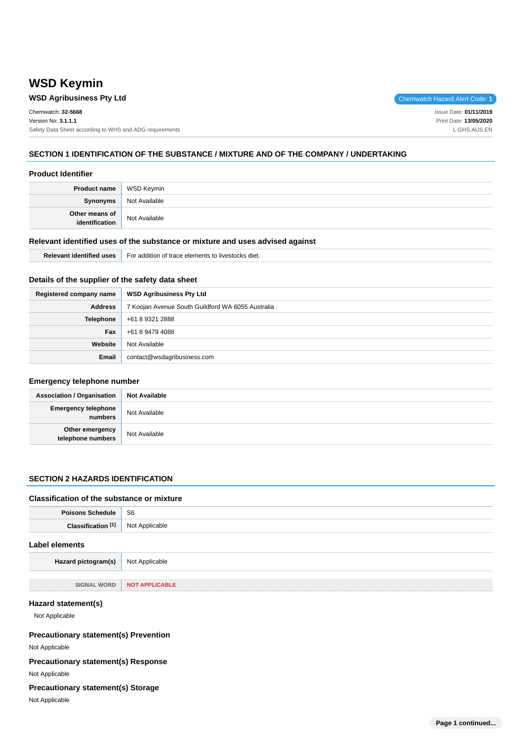# WSD Keymin

**WSD Agribusiness Pty Ltd**

Chemwatch Hazard Alert Code: **1**

Chemwatch: **32-5668**
Version No: **3.1.1.1**
Safety Data Sheet according to WHS and ADG requirements

Issue Date: **01/11/2019**
Print Date: **13/05/2020**
L.GHS.AUS.EN

## SECTION 1 IDENTIFICATION OF THE SUBSTANCE / MIXTURE AND OF THE COMPANY / UNDERTAKING

### Product Identifier

| | |
|---|---|
| **Product name** | WSD Keymin |
| **Synonyms** | Not Available |
| **Other means of identification** | Not Available |

### Relevant identified uses of the substance or mixture and uses advised against

| | |
|---|---|
| **Relevant identified uses** | For addition of trace elements to livestocks diet. |

### Details of the supplier of the safety data sheet

| | |
|---|---|
| **Registered company name** | **WSD Agribusiness Pty Ltd** |
| **Address** | 7 Koojan Avenue South Guildford WA 6055 Australia |
| **Telephone** | +61 8 9321 2888 |
| **Fax** | +61 8 9479 4088 |
| **Website** | Not Available |
| **Email** | contact@wsdagribusiness.com |

### Emergency telephone number

| | |
|---|---|
| **Association / Organisation** | **Not Available** |
| **Emergency telephone numbers** | Not Available |
| **Other emergency telephone numbers** | Not Available |

## SECTION 2 HAZARDS IDENTIFICATION

### Classification of the substance or mixture

| | |
|---|---|
| **Poisons Schedule** | S6 |
| **Classification [1]** | Not Applicable |

### Label elements

| | |
|---|---|
| **Hazard pictogram(s)** | Not Applicable |

| | |
|---|---|
| SIGNAL WORD | NOT APPLICABLE |

### Hazard statement(s)

Not Applicable

### Precautionary statement(s) Prevention

Not Applicable

### Precautionary statement(s) Response

Not Applicable

### Precautionary statement(s) Storage

Not Applicable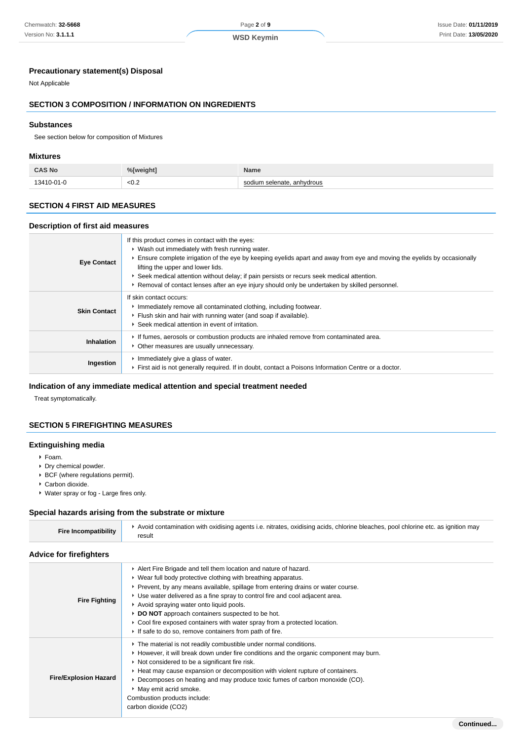### Precautionary statement(s) Disposal

Not Applicable

## SECTION 3 COMPOSITION / INFORMATION ON INGREDIENTS

### Substances

See section below for composition of Mixtures

### Mixtures

| CAS No | %[weight] | Name |
|---|---|---|
| 13410-01-0 | <0.2 | sodium selenate, anhydrous |

## SECTION 4 FIRST AID MEASURES

### Description of first aid measures

| | |
|---|---|
| **Eye Contact** | If this product comes in contact with the eyes:<br>▸ Wash out immediately with fresh running water.<br>▸ Ensure complete irrigation of the eye by keeping eyelids apart and away from eye and moving the eyelids by occasionally lifting the upper and lower lids.<br>▸ Seek medical attention without delay; if pain persists or recurs seek medical attention.<br>▸ Removal of contact lenses after an eye injury should only be undertaken by skilled personnel. |
| **Skin Contact** | If skin contact occurs:<br>▸ Immediately remove all contaminated clothing, including footwear.<br>▸ Flush skin and hair with running water (and soap if available).<br>▸ Seek medical attention in event of irritation. |
| **Inhalation** | ▸ If fumes, aerosols or combustion products are inhaled remove from contaminated area.<br>▸ Other measures are usually unnecessary. |
| **Ingestion** | ▸ Immediately give a glass of water.<br>▸ First aid is not generally required. If in doubt, contact a Poisons Information Centre or a doctor. |

### Indication of any immediate medical attention and special treatment needed

Treat symptomatically.

## SECTION 5 FIREFIGHTING MEASURES

### Extinguishing media

- Foam.
- Dry chemical powder.
- BCF (where regulations permit).
- Carbon dioxide.
- Water spray or fog - Large fires only.

### Special hazards arising from the substrate or mixture

| | |
|---|---|
| **Fire Incompatibility** | ▸ Avoid contamination with oxidising agents i.e. nitrates, oxidising acids, chlorine bleaches, pool chlorine etc. as ignition may result |

### Advice for firefighters

| | |
|---|---|
| **Fire Fighting** | ▸ Alert Fire Brigade and tell them location and nature of hazard.<br>▸ Wear full body protective clothing with breathing apparatus.<br>▸ Prevent, by any means available, spillage from entering drains or water course.<br>▸ Use water delivered as a fine spray to control fire and cool adjacent area.<br>▸ Avoid spraying water onto liquid pools.<br>▸ **DO NOT** approach containers suspected to be hot.<br>▸ Cool fire exposed containers with water spray from a protected location.<br>▸ If safe to do so, remove containers from path of fire. |
| **Fire/Explosion Hazard** | ▸ The material is not readily combustible under normal conditions.<br>▸ However, it will break down under fire conditions and the organic component may burn.<br>▸ Not considered to be a significant fire risk.<br>▸ Heat may cause expansion or decomposition with violent rupture of containers.<br>▸ Decomposes on heating and may produce toxic fumes of carbon monoxide (CO).<br>▸ May emit acrid smoke.<br>Combustion products include:<br>carbon dioxide ($CO_2$) |

Continued...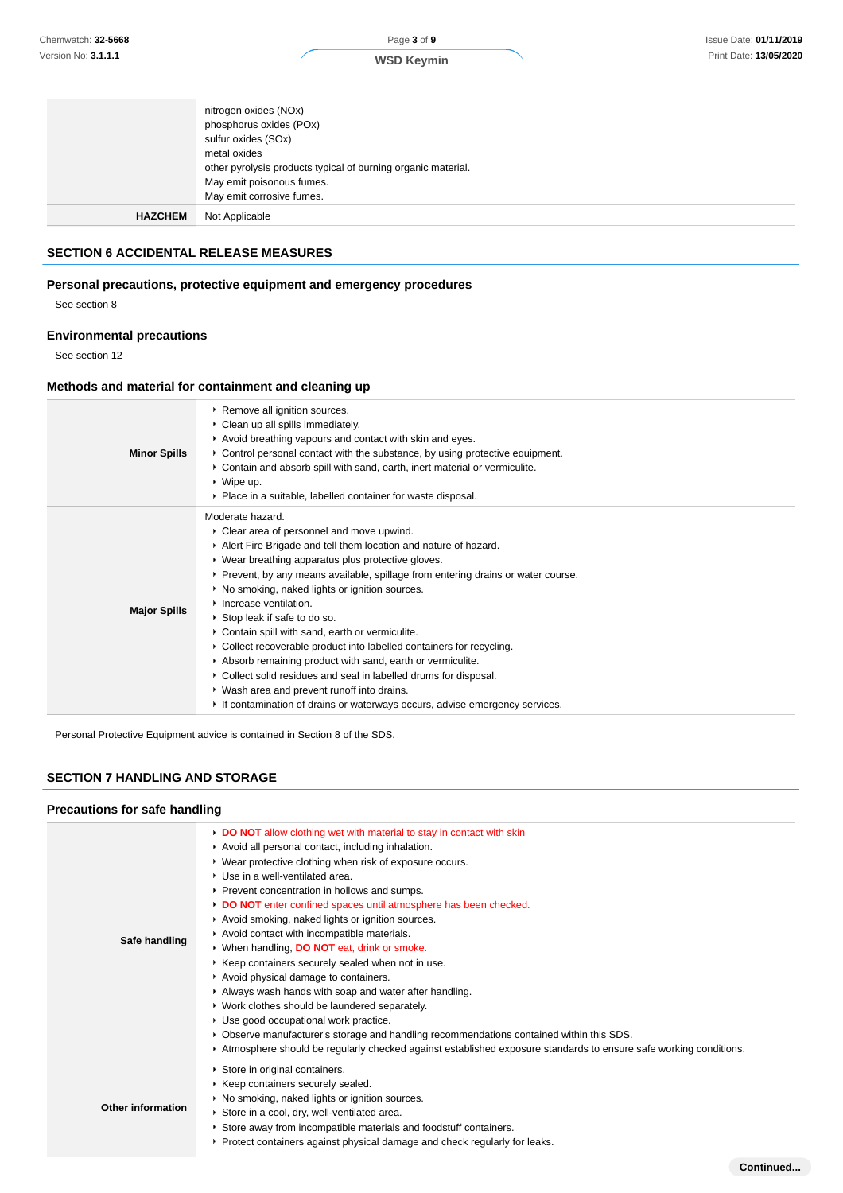| | |
|---|---|
| | nitrogen oxides (NOx)<br>phosphorus oxides (POx)<br>sulfur oxides (SOx)<br>metal oxides<br>other pyrolysis products typical of burning organic material.<br>May emit poisonous fumes.<br>May emit corrosive fumes. |
| **HAZCHEM** | Not Applicable |

## SECTION 6 ACCIDENTAL RELEASE MEASURES

### Personal precautions, protective equipment and emergency procedures

See section 8

### Environmental precautions

See section 12

### Methods and material for containment and cleaning up

| | |
|---|---|
| **Minor Spills** | - Remove all ignition sources.<br>- Clean up all spills immediately.<br>- Avoid breathing vapours and contact with skin and eyes.<br>- Control personal contact with the substance, by using protective equipment.<br>- Contain and absorb spill with sand, earth, inert material or vermiculite.<br>- Wipe up.<br>- Place in a suitable, labelled container for waste disposal. |
| **Major Spills** | Moderate hazard.<br>- Clear area of personnel and move upwind.<br>- Alert Fire Brigade and tell them location and nature of hazard.<br>- Wear breathing apparatus plus protective gloves.<br>- Prevent, by any means available, spillage from entering drains or water course.<br>- No smoking, naked lights or ignition sources.<br>- Increase ventilation.<br>- Stop leak if safe to do so.<br>- Contain spill with sand, earth or vermiculite.<br>- Collect recoverable product into labelled containers for recycling.<br>- Absorb remaining product with sand, earth or vermiculite.<br>- Collect solid residues and seal in labelled drums for disposal.<br>- Wash area and prevent runoff into drains.<br>- If contamination of drains or waterways occurs, advise emergency services. |

Personal Protective Equipment advice is contained in Section 8 of the SDS.

## SECTION 7 HANDLING AND STORAGE

### Precautions for safe handling

| | |
|---|---|
| **Safe handling** | - **DO NOT** allow clothing wet with material to stay in contact with skin<br>- Avoid all personal contact, including inhalation.<br>- Wear protective clothing when risk of exposure occurs.<br>- Use in a well-ventilated area.<br>- Prevent concentration in hollows and sumps.<br>- **DO NOT** enter confined spaces until atmosphere has been checked.<br>- Avoid smoking, naked lights or ignition sources.<br>- Avoid contact with incompatible materials.<br>- When handling, **DO NOT** eat, drink or smoke.<br>- Keep containers securely sealed when not in use.<br>- Avoid physical damage to containers.<br>- Always wash hands with soap and water after handling.<br>- Work clothes should be laundered separately.<br>- Use good occupational work practice.<br>- Observe manufacturer's storage and handling recommendations contained within this SDS.<br>- Atmosphere should be regularly checked against established exposure standards to ensure safe working conditions. |
| **Other information** | - Store in original containers.<br>- Keep containers securely sealed.<br>- No smoking, naked lights or ignition sources.<br>- Store in a cool, dry, well-ventilated area.<br>- Store away from incompatible materials and foodstuff containers.<br>- Protect containers against physical damage and check regularly for leaks. |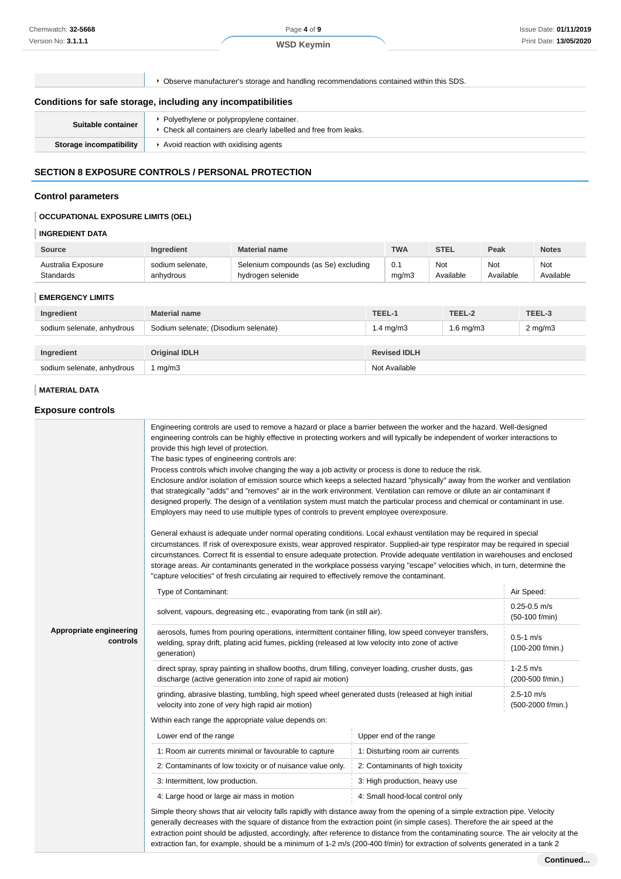|  |  |
|---|---|
|  | - Observe manufacturer's storage and handling recommendations contained within this SDS. |

### Conditions for safe storage, including any incompatibilities

|  |  |
|---|---|
| **Suitable container** | - Polyethylene or polypropylene container.<br>- Check all containers are clearly labelled and free from leaks. |
| **Storage incompatibility** | - Avoid reaction with oxidising agents |

## SECTION 8 EXPOSURE CONTROLS / PERSONAL PROTECTION

### Control parameters

#### OCCUPATIONAL EXPOSURE LIMITS (OEL)

#### INGREDIENT DATA

| Source | Ingredient | Material name | TWA | STEL | Peak | Notes |
|---|---|---|---|---|---|---|
| Australia Exposure Standards | sodium selenate, anhydrous | Selenium compounds (as Se) excluding hydrogen selenide | 0.1 mg/m3 | Not Available | Not Available | Not Available |

#### EMERGENCY LIMITS

| Ingredient | Material name | TEEL-1 | TEEL-2 | TEEL-3 |
|---|---|---|---|---|
| sodium selenate, anhydrous | Sodium selenate; (Disodium selenate) | 1.4 mg/m3 | 1.6 mg/m3 | 2 mg/m3 |

| Ingredient | Original IDLH | Revised IDLH |
|---|---|---|
| sodium selenate, anhydrous | 1 mg/m3 | Not Available |

#### MATERIAL DATA

### Exposure controls

**Appropriate engineering controls**

Engineering controls are used to remove a hazard or place a barrier between the worker and the hazard. Well-designed engineering controls can be highly effective in protecting workers and will typically be independent of worker interactions to provide this high level of protection.
The basic types of engineering controls are:
Process controls which involve changing the way a job activity or process is done to reduce the risk.
Enclosure and/or isolation of emission source which keeps a selected hazard "physically" away from the worker and ventilation that strategically "adds" and "removes" air in the work environment. Ventilation can remove or dilute an air contaminant if designed properly. The design of a ventilation system must match the particular process and chemical or contaminant in use.
Employers may need to use multiple types of controls to prevent employee overexposure.

General exhaust is adequate under normal operating conditions. Local exhaust ventilation may be required in special circumstances. If risk of overexposure exists, wear approved respirator. Supplied-air type respirator may be required in special circumstances. Correct fit is essential to ensure adequate protection. Provide adequate ventilation in warehouses and enclosed storage areas. Air contaminants generated in the workplace possess varying "escape" velocities which, in turn, determine the "capture velocities" of fresh circulating air required to effectively remove the contaminant.

| Type of Contaminant: | Air Speed: |
|---|---|
| solvent, vapours, degreasing etc., evaporating from tank (in still air). | 0.25-0.5 m/s (50-100 f/min) |
| aerosols, fumes from pouring operations, intermittent container filling, low speed conveyer transfers, welding, spray drift, plating acid fumes, pickling (released at low velocity into zone of active generation) | 0.5-1 m/s (100-200 f/min.) |
| direct spray, spray painting in shallow booths, drum filling, conveyer loading, crusher dusts, gas discharge (active generation into zone of rapid air motion) | 1-2.5 m/s (200-500 f/min.) |
| grinding, abrasive blasting, tumbling, high speed wheel generated dusts (released at high initial velocity into zone of very high rapid air motion) | 2.5-10 m/s (500-2000 f/min.) |

Within each range the appropriate value depends on:

| Lower end of the range | Upper end of the range |
|---|---|
| 1: Room air currents minimal or favourable to capture | 1: Disturbing room air currents |
| 2: Contaminants of low toxicity or of nuisance value only. | 2: Contaminants of high toxicity |
| 3: Intermittent, low production. | 3: High production, heavy use |
| 4: Large hood or large air mass in motion | 4: Small hood-local control only |

Simple theory shows that air velocity falls rapidly with distance away from the opening of a simple extraction pipe. Velocity generally decreases with the square of distance from the extraction point (in simple cases). Therefore the air speed at the extraction point should be adjusted, accordingly, after reference to distance from the contaminating source. The air velocity at the extraction fan, for example, should be a minimum of 1-2 m/s (200-400 f/min) for extraction of solvents generated in a tank 2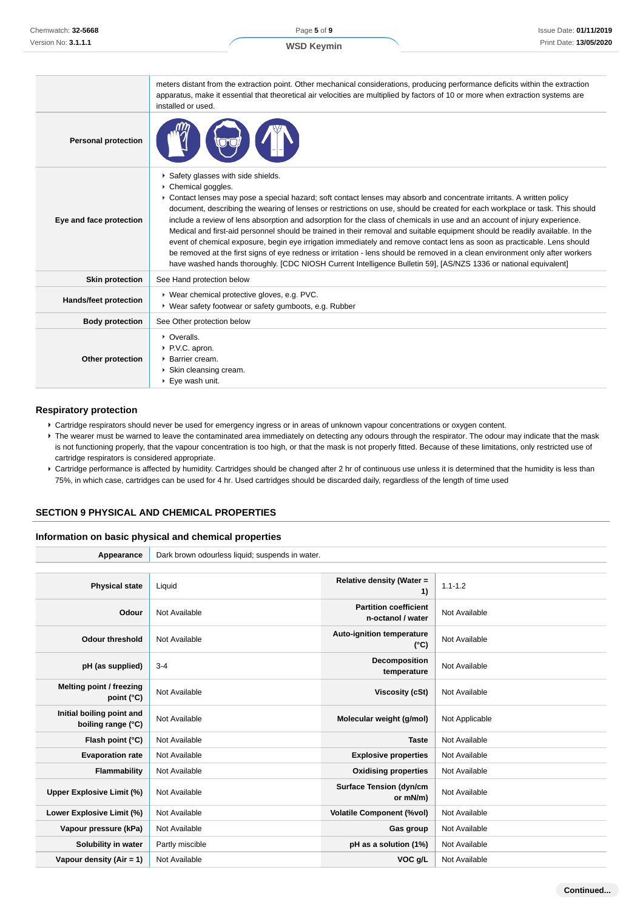| | |
|---|---|
| | meters distant from the extraction point. Other mechanical considerations, producing performance deficits within the extraction apparatus, make it essential that theoretical air velocities are multiplied by factors of 10 or more when extraction systems are installed or used. |
| **Personal protection** | |
| **Eye and face protection** | ▸ Safety glasses with side shields.<br>▸ Chemical goggles.<br>▸ Contact lenses may pose a special hazard; soft contact lenses may absorb and concentrate irritants. A written policy document, describing the wearing of lenses or restrictions on use, should be created for each workplace or task. This should include a review of lens absorption and adsorption for the class of chemicals in use and an account of injury experience. Medical and first-aid personnel should be trained in their removal and suitable equipment should be readily available. In the event of chemical exposure, begin eye irrigation immediately and remove contact lens as soon as practicable. Lens should be removed at the first signs of eye redness or irritation - lens should be removed in a clean environment only after workers have washed hands thoroughly. [CDC NIOSH Current Intelligence Bulletin 59], [AS/NZS 1336 or national equivalent] |
| **Skin protection** | See Hand protection below |
| **Hands/feet protection** | ▸ Wear chemical protective gloves, e.g. PVC.<br>▸ Wear safety footwear or safety gumboots, e.g. Rubber |
| **Body protection** | See Other protection below |
| **Other protection** | ▸ Overalls.<br>▸ P.V.C. apron.<br>▸ Barrier cream.<br>▸ Skin cleansing cream.<br>▸ Eye wash unit. |

### Respiratory protection

- Cartridge respirators should never be used for emergency ingress or in areas of unknown vapour concentrations or oxygen content.
- The wearer must be warned to leave the contaminated area immediately on detecting any odours through the respirator. The odour may indicate that the mask is not functioning properly, that the vapour concentration is too high, or that the mask is not properly fitted. Because of these limitations, only restricted use of cartridge respirators is considered appropriate.
- Cartridge performance is affected by humidity. Cartridges should be changed after 2 hr of continuous use unless it is determined that the humidity is less than 75%, in which case, cartridges can be used for 4 hr. Used cartridges should be discarded daily, regardless of the length of time used

## SECTION 9 PHYSICAL AND CHEMICAL PROPERTIES

### Information on basic physical and chemical properties

| | |
|---|---|
| **Appearance** | Dark brown odourless liquid; suspends in water. |

| | | | |
|---|---|---|---|
| **Physical state** | Liquid | **Relative density (Water = 1)** | 1.1-1.2 |
| **Odour** | Not Available | **Partition coefficient n-octanol / water** | Not Available |
| **Odour threshold** | Not Available | **Auto-ignition temperature (°C)** | Not Available |
| **pH (as supplied)** | 3-4 | **Decomposition temperature** | Not Available |
| **Melting point / freezing point (°C)** | Not Available | **Viscosity (cSt)** | Not Available |
| **Initial boiling point and boiling range (°C)** | Not Available | **Molecular weight (g/mol)** | Not Applicable |
| **Flash point (°C)** | Not Available | **Taste** | Not Available |
| **Evaporation rate** | Not Available | **Explosive properties** | Not Available |
| **Flammability** | Not Available | **Oxidising properties** | Not Available |
| **Upper Explosive Limit (%)** | Not Available | **Surface Tension (dyn/cm or mN/m)** | Not Available |
| **Lower Explosive Limit (%)** | Not Available | **Volatile Component (%vol)** | Not Available |
| **Vapour pressure (kPa)** | Not Available | **Gas group** | Not Available |
| **Solubility in water** | Partly miscible | **pH as a solution (1%)** | Not Available |
| **Vapour density (Air = 1)** | Not Available | **VOC g/L** | Not Available |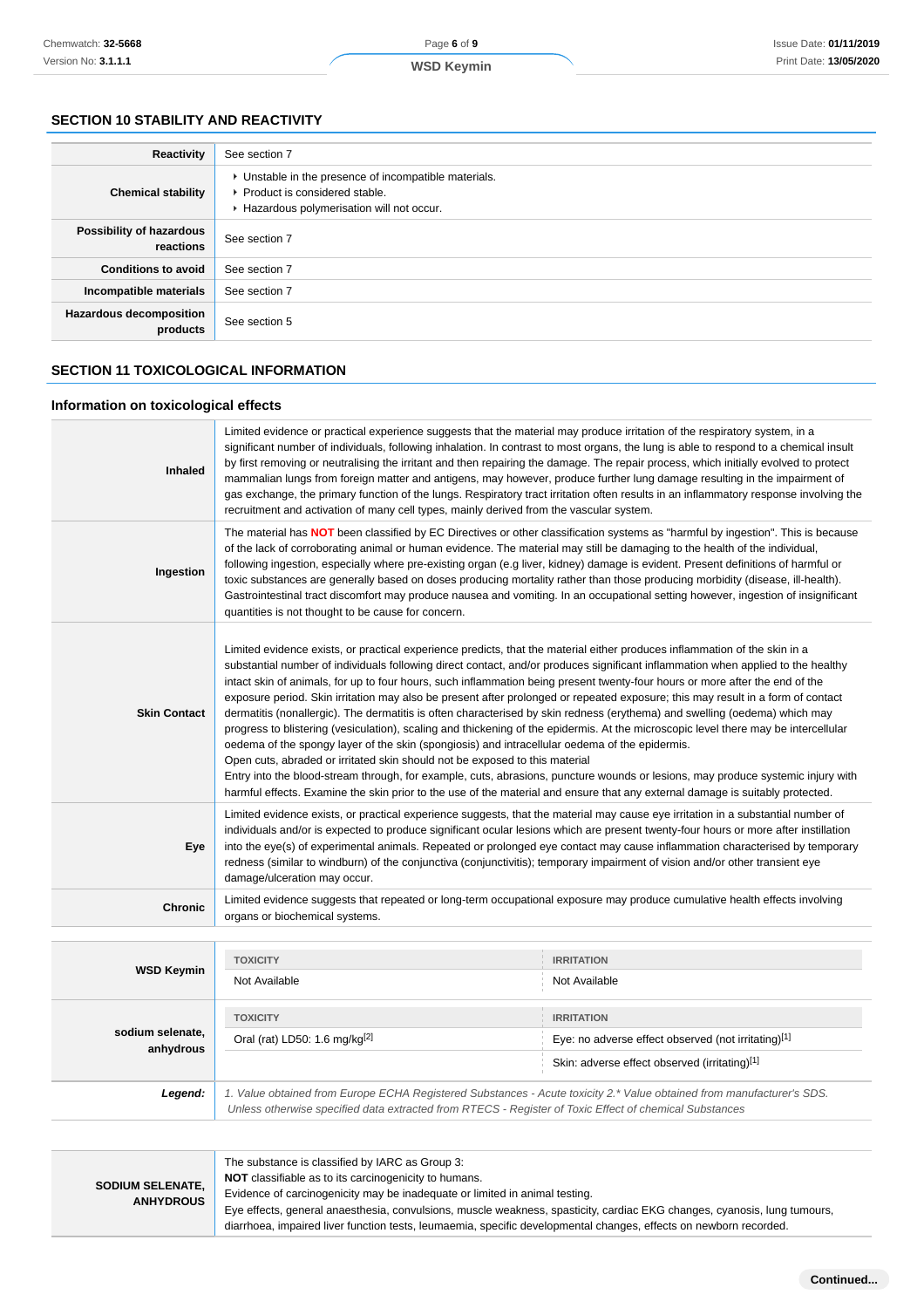## SECTION 10 STABILITY AND REACTIVITY

| | |
|---|---|
| **Reactivity** | See section 7 |
| **Chemical stability** | ▸ Unstable in the presence of incompatible materials.<br>▸ Product is considered stable.<br>▸ Hazardous polymerisation will not occur. |
| **Possibility of hazardous reactions** | See section 7 |
| **Conditions to avoid** | See section 7 |
| **Incompatible materials** | See section 7 |
| **Hazardous decomposition products** | See section 5 |

## SECTION 11 TOXICOLOGICAL INFORMATION

### Information on toxicological effects

| | |
|---|---|
| **Inhaled** | Limited evidence or practical experience suggests that the material may produce irritation of the respiratory system, in a significant number of individuals, following inhalation. In contrast to most organs, the lung is able to respond to a chemical insult by first removing or neutralising the irritant and then repairing the damage. The repair process, which initially evolved to protect mammalian lungs from foreign matter and antigens, may however, produce further lung damage resulting in the impairment of gas exchange, the primary function of the lungs. Respiratory tract irritation often results in an inflammatory response involving the recruitment and activation of many cell types, mainly derived from the vascular system. |
| **Ingestion** | The material has **NOT** been classified by EC Directives or other classification systems as "harmful by ingestion". This is because of the lack of corroborating animal or human evidence. The material may still be damaging to the health of the individual, following ingestion, especially where pre-existing organ (e.g liver, kidney) damage is evident. Present definitions of harmful or toxic substances are generally based on doses producing mortality rather than those producing morbidity (disease, ill-health). Gastrointestinal tract discomfort may produce nausea and vomiting. In an occupational setting however, ingestion of insignificant quantities is not thought to be cause for concern. |
| **Skin Contact** | Limited evidence exists, or practical experience predicts, that the material either produces inflammation of the skin in a substantial number of individuals following direct contact, and/or produces significant inflammation when applied to the healthy intact skin of animals, for up to four hours, such inflammation being present twenty-four hours or more after the end of the exposure period. Skin irritation may also be present after prolonged or repeated exposure; this may result in a form of contact dermatitis (nonallergic). The dermatitis is often characterised by skin redness (erythema) and swelling (oedema) which may progress to blistering (vesiculation), scaling and thickening of the epidermis. At the microscopic level there may be intercellular oedema of the spongy layer of the skin (spongiosis) and intracellular oedema of the epidermis.<br>Open cuts, abraded or irritated skin should not be exposed to this material<br>Entry into the blood-stream through, for example, cuts, abrasions, puncture wounds or lesions, may produce systemic injury with harmful effects. Examine the skin prior to the use of the material and ensure that any external damage is suitably protected. |
| **Eye** | Limited evidence exists, or practical experience suggests, that the material may cause eye irritation in a substantial number of individuals and/or is expected to produce significant ocular lesions which are present twenty-four hours or more after instillation into the eye(s) of experimental animals. Repeated or prolonged eye contact may cause inflammation characterised by temporary redness (similar to windburn) of the conjunctiva (conjunctivitis); temporary impairment of vision and/or other transient eye damage/ulceration may occur. |
| **Chronic** | Limited evidence suggests that repeated or long-term occupational exposure may produce cumulative health effects involving organs or biochemical systems. |

| | TOXICITY | IRRITATION |
|---|---|---|
| **WSD Keymin** | Not Available | Not Available |
| **sodium selenate, anhydrous** | Oral (rat) LD50: 1.6 mg/kg[2] | Eye: no adverse effect observed (not irritating)[1] |
| | | Skin: adverse effect observed (irritating)[1] |
| ***Legend:*** | *1. Value obtained from Europe ECHA Registered Substances - Acute toxicity 2.\* Value obtained from manufacturer's SDS. Unless otherwise specified data extracted from RTECS - Register of Toxic Effect of chemical Substances* | |

| | |
|---|---|
| **SODIUM SELENATE, ANHYDROUS** | The substance is classified by IARC as Group 3:<br>**NOT** classifiable as to its carcinogenicity to humans.<br>Evidence of carcinogenicity may be inadequate or limited in animal testing.<br>Eye effects, general anaesthesia, convulsions, muscle weakness, spasticity, cardiac EKG changes, cyanosis, lung tumours, diarrhoea, impaired liver function tests, leumaemia, specific developmental changes, effects on newborn recorded. |

**Continued...**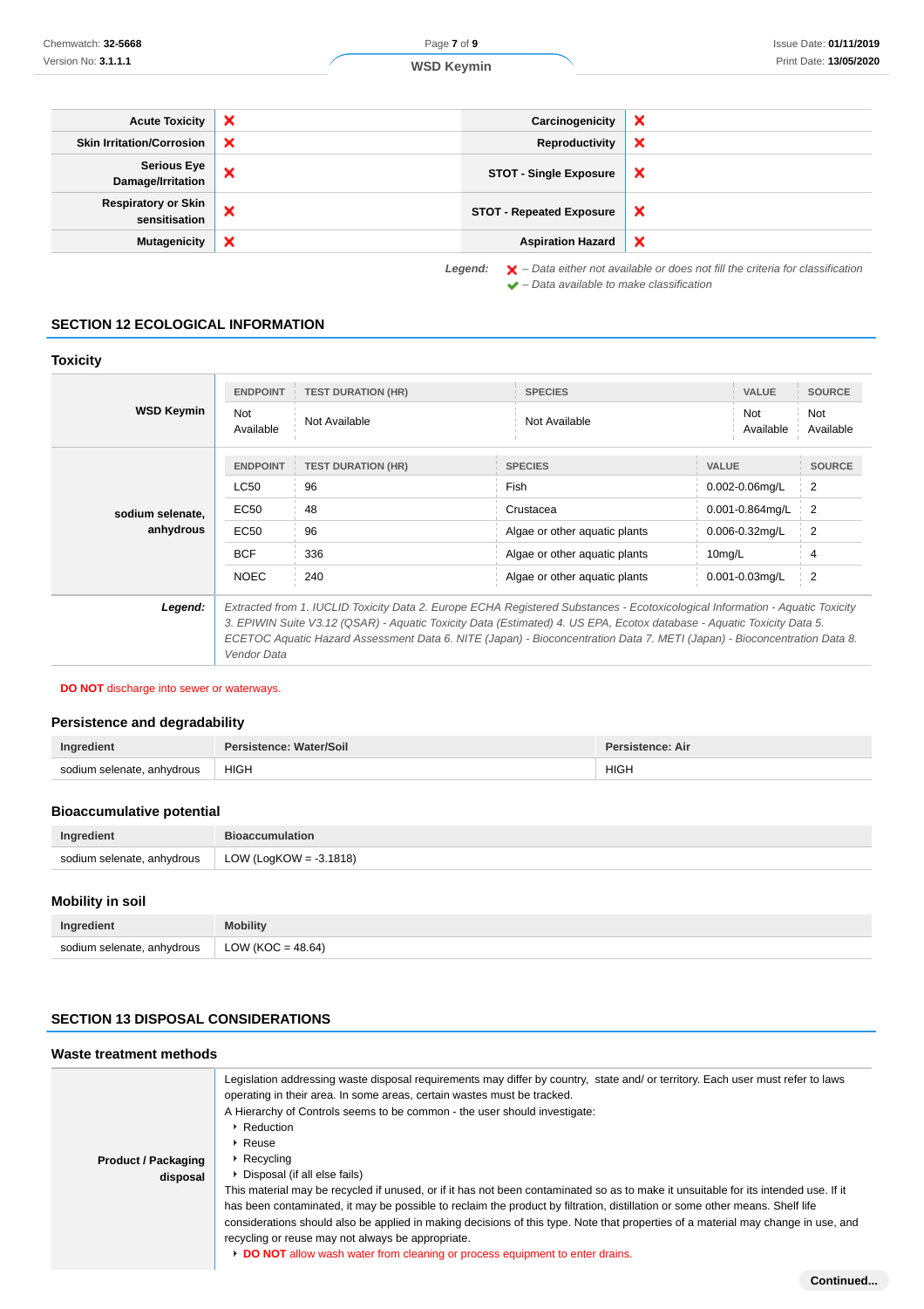| Acute Toxicity | ❌ | Carcinogenicity | ❌ |
|---|---|---|---|
| Skin Irritation/Corrosion | ❌ | Reproductivity | ❌ |
| Serious Eye Damage/Irritation | ❌ | STOT - Single Exposure | ❌ |
| Respiratory or Skin sensitisation | ❌ | STOT - Repeated Exposure | ❌ |
| Mutagenicity | ❌ | Aspiration Hazard | ❌ |

*Legend:* ❌ *– Data either not available or does not fill the criteria for classification*
✔ *– Data available to make classification*

## SECTION 12 ECOLOGICAL INFORMATION

### Toxicity

**WSD Keymin**

| ENDPOINT | TEST DURATION (HR) | SPECIES | VALUE | SOURCE |
|---|---|---|---|---|
| Not Available | Not Available | Not Available | Not Available | Not Available |

**sodium selenate, anhydrous**

| ENDPOINT | TEST DURATION (HR) | SPECIES | VALUE | SOURCE |
|---|---|---|---|---|
| LC50 | 96 | Fish | 0.002-0.06mg/L | 2 |
| EC50 | 48 | Crustacea | 0.001-0.864mg/L | 2 |
| EC50 | 96 | Algae or other aquatic plants | 0.006-0.32mg/L | 2 |
| BCF | 336 | Algae or other aquatic plants | 10mg/L | 4 |
| NOEC | 240 | Algae or other aquatic plants | 0.001-0.03mg/L | 2 |

***Legend:*** *Extracted from 1. IUCLID Toxicity Data 2. Europe ECHA Registered Substances - Ecotoxicological Information - Aquatic Toxicity 3. EPIWIN Suite V3.12 (QSAR) - Aquatic Toxicity Data (Estimated) 4. US EPA, Ecotox database - Aquatic Toxicity Data 5. ECETOC Aquatic Hazard Assessment Data 6. NITE (Japan) - Bioconcentration Data 7. METI (Japan) - Bioconcentration Data 8. Vendor Data*

**DO NOT** discharge into sewer or waterways.

### Persistence and degradability

| Ingredient | Persistence: Water/Soil | Persistence: Air |
|---|---|---|
| sodium selenate, anhydrous | HIGH | HIGH |

### Bioaccumulative potential

| Ingredient | Bioaccumulation |
|---|---|
| sodium selenate, anhydrous | LOW (LogKOW = -3.1818) |

### Mobility in soil

| Ingredient | Mobility |
|---|---|
| sodium selenate, anhydrous | LOW (KOC = 48.64) |

## SECTION 13 DISPOSAL CONSIDERATIONS

### Waste treatment methods

**Product / Packaging disposal**

Legislation addressing waste disposal requirements may differ by country, state and/ or territory. Each user must refer to laws operating in their area. In some areas, certain wastes must be tracked.

A Hierarchy of Controls seems to be common - the user should investigate:

- Reduction
- Reuse
- Recycling
- Disposal (if all else fails)

This material may be recycled if unused, or if it has not been contaminated so as to make it unsuitable for its intended use. If it has been contaminated, it may be possible to reclaim the product by filtration, distillation or some other means. Shelf life considerations should also be applied in making decisions of this type. Note that properties of a material may change in use, and recycling or reuse may not always be appropriate.

- **DO NOT** allow wash water from cleaning or process equipment to enter drains.

Continued...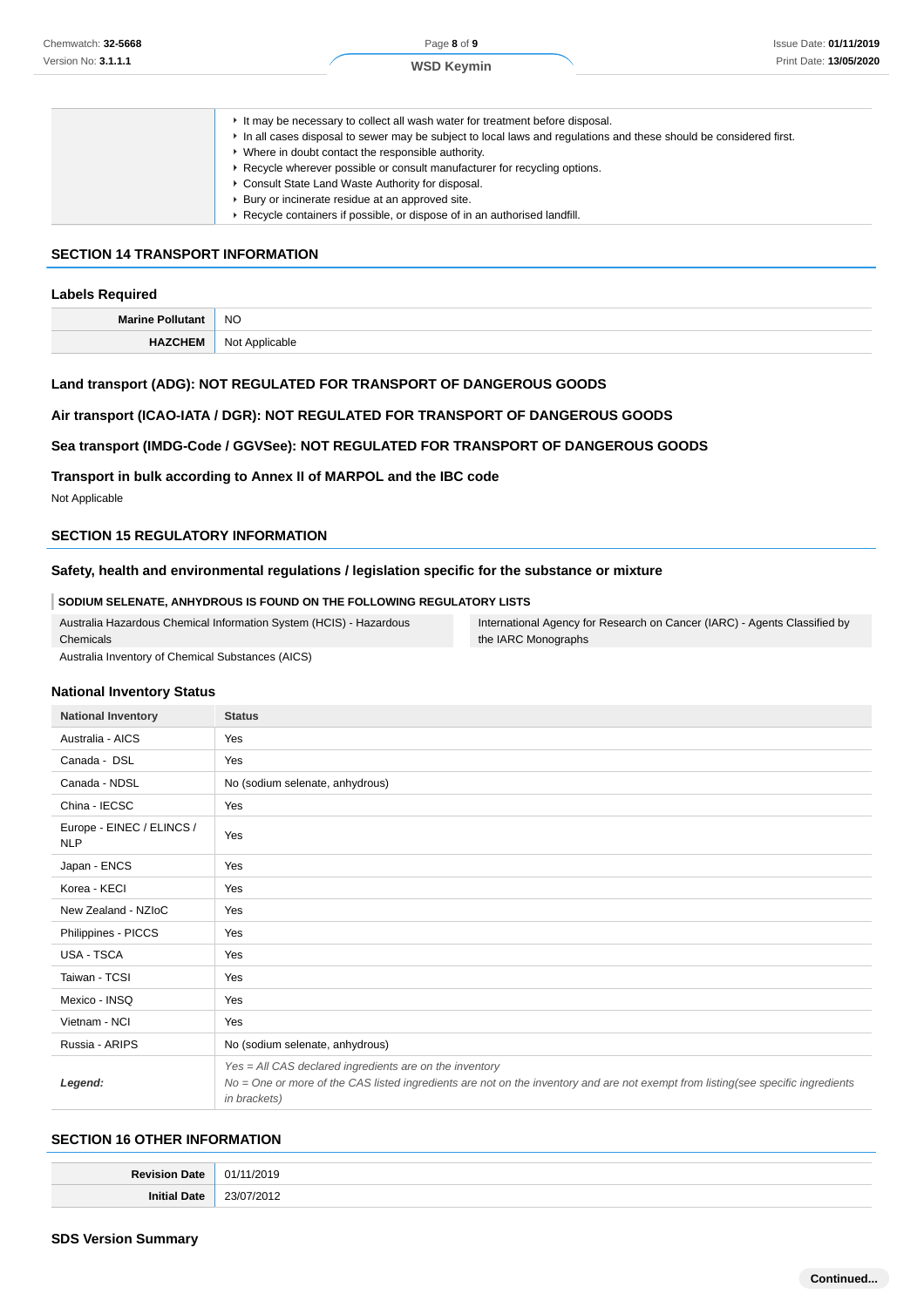| | |
|---|---|
| | - It may be necessary to collect all wash water for treatment before disposal.<br>- In all cases disposal to sewer may be subject to local laws and regulations and these should be considered first.<br>- Where in doubt contact the responsible authority.<br>- Recycle wherever possible or consult manufacturer for recycling options.<br>- Consult State Land Waste Authority for disposal.<br>- Bury or incinerate residue at an approved site.<br>- Recycle containers if possible, or dispose of in an authorised landfill. |

## SECTION 14 TRANSPORT INFORMATION

### Labels Required

| | |
|---|---|
| **Marine Pollutant** | NO |
| **HAZCHEM** | Not Applicable |

### Land transport (ADG): NOT REGULATED FOR TRANSPORT OF DANGEROUS GOODS

### Air transport (ICAO-IATA / DGR): NOT REGULATED FOR TRANSPORT OF DANGEROUS GOODS

### Sea transport (IMDG-Code / GGVSee): NOT REGULATED FOR TRANSPORT OF DANGEROUS GOODS

### Transport in bulk according to Annex II of MARPOL and the IBC code

Not Applicable

## SECTION 15 REGULATORY INFORMATION

### Safety, health and environmental regulations / legislation specific for the substance or mixture

**SODIUM SELENATE, ANHYDROUS IS FOUND ON THE FOLLOWING REGULATORY LISTS**

| | |
|---|---|
| Australia Hazardous Chemical Information System (HCIS) - Hazardous Chemicals | International Agency for Research on Cancer (IARC) - Agents Classified by the IARC Monographs |
| Australia Inventory of Chemical Substances (AICS) | |

### National Inventory Status

| National Inventory | Status |
|---|---|
| Australia - AICS | Yes |
| Canada - DSL | Yes |
| Canada - NDSL | No (sodium selenate, anhydrous) |
| China - IECSC | Yes |
| Europe - EINEC / ELINCS / NLP | Yes |
| Japan - ENCS | Yes |
| Korea - KECI | Yes |
| New Zealand - NZIoC | Yes |
| Philippines - PICCS | Yes |
| USA - TSCA | Yes |
| Taiwan - TCSI | Yes |
| Mexico - INSQ | Yes |
| Vietnam - NCI | Yes |
| Russia - ARIPS | No (sodium selenate, anhydrous) |
| ***Legend:*** | *Yes = All CAS declared ingredients are on the inventory*<br>*No = One or more of the CAS listed ingredients are not on the inventory and are not exempt from listing(see specific ingredients in brackets)* |

## SECTION 16 OTHER INFORMATION

| | |
|---|---|
| **Revision Date** | 01/11/2019 |
| **Initial Date** | 23/07/2012 |

### SDS Version Summary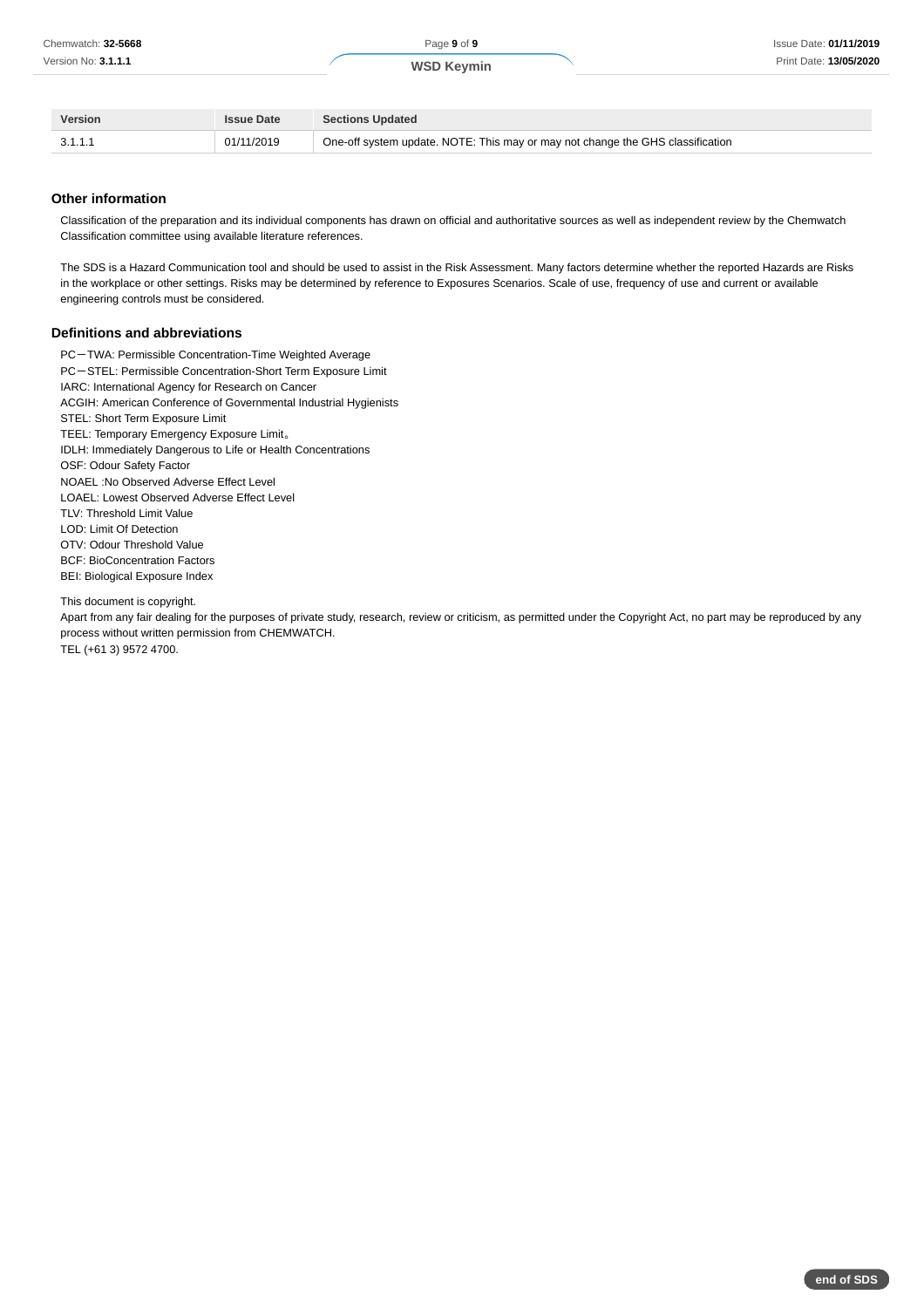| Version | Issue Date | Sections Updated |
|---|---|---|
| 3.1.1.1 | 01/11/2019 | One-off system update. NOTE: This may or may not change the GHS classification |

## Other information

Classification of the preparation and its individual components has drawn on official and authoritative sources as well as independent review by the Chemwatch Classification committee using available literature references.

The SDS is a Hazard Communication tool and should be used to assist in the Risk Assessment. Many factors determine whether the reported Hazards are Risks in the workplace or other settings. Risks may be determined by reference to Exposures Scenarios. Scale of use, frequency of use and current or available engineering controls must be considered.

## Definitions and abbreviations

PC－TWA: Permissible Concentration-Time Weighted Average
PC－STEL: Permissible Concentration-Short Term Exposure Limit
IARC: International Agency for Research on Cancer
ACGIH: American Conference of Governmental Industrial Hygienists
STEL: Short Term Exposure Limit
TEEL: Temporary Emergency Exposure Limit。
IDLH: Immediately Dangerous to Life or Health Concentrations
OSF: Odour Safety Factor
NOAEL :No Observed Adverse Effect Level
LOAEL: Lowest Observed Adverse Effect Level
TLV: Threshold Limit Value
LOD: Limit Of Detection
OTV: Odour Threshold Value
BCF: BioConcentration Factors
BEI: Biological Exposure Index

This document is copyright.
Apart from any fair dealing for the purposes of private study, research, review or criticism, as permitted under the Copyright Act, no part may be reproduced by any process without written permission from CHEMWATCH.
TEL (+61 3) 9572 4700.

end of SDS